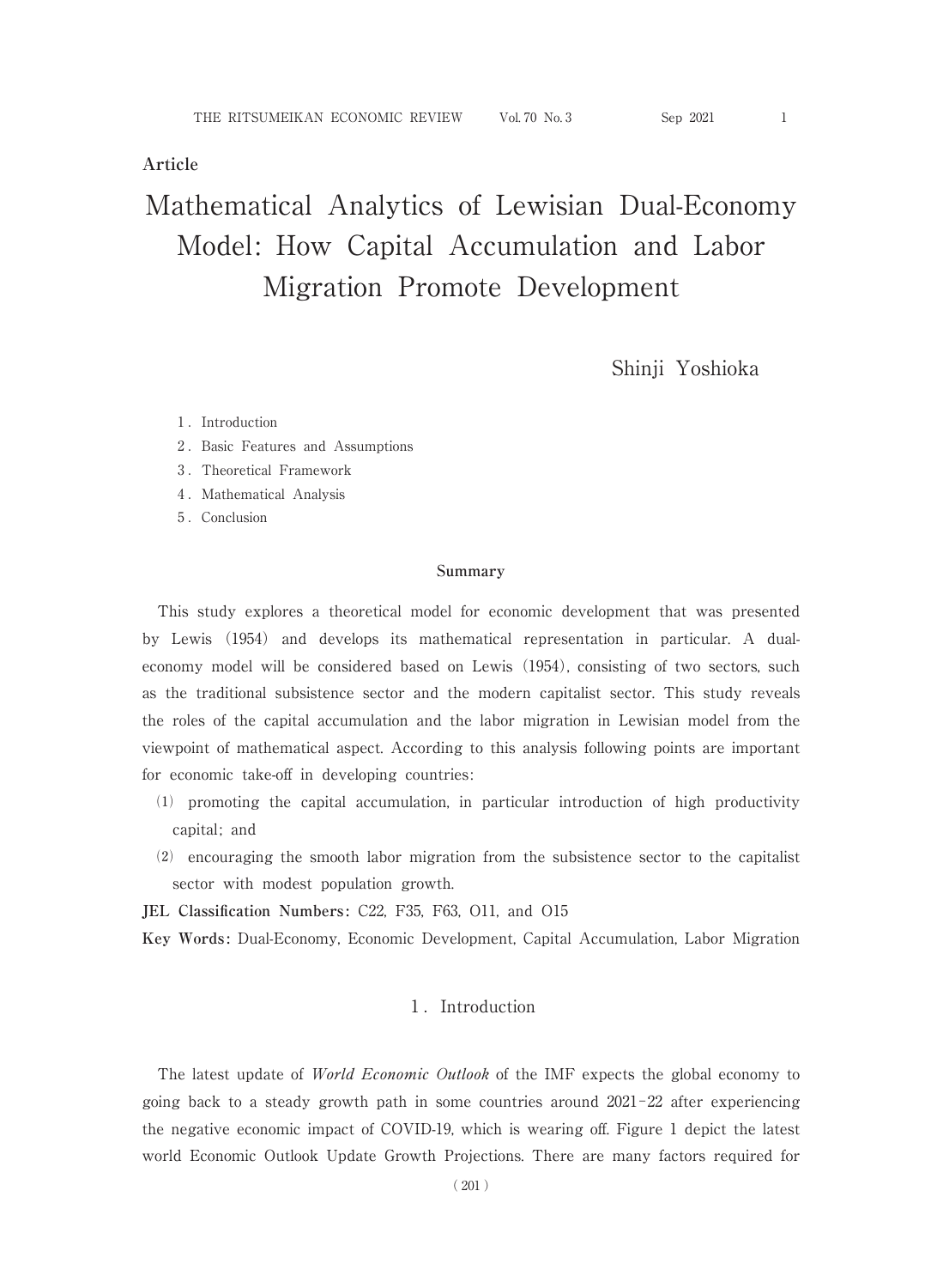**Article**

# Mathematical Analytics of Lewisian Dual-Economy Model: How Capital Accumulation and Labor Migration Promote Development

Shinji Yoshioka

1. Introduction
2. Basic Features and Assumptions
3. Theoretical Framework
4. Mathematical Analysis
5. Conclusion

**Summary**

This study explores a theoretical model for economic development that was presented by Lewis (1954) and develops its mathematical representation in particular. A dual-economy model will be considered based on Lewis (1954), consisting of two sectors, such as the traditional subsistence sector and the modern capitalist sector. This study reveals the roles of the capital accumulation and the labor migration in Lewisian model from the viewpoint of mathematical aspect. According to this analysis following points are important for economic take-off in developing countries:

(1) promoting the capital accumulation, in particular introduction of high productivity capital; and

(2) encouraging the smooth labor migration from the subsistence sector to the capitalist sector with modest population growth.

**JEL Classification Numbers:** C22, F35, F63, O11, and O15

**Key Words:** Dual-Economy, Economic Development, Capital Accumulation, Labor Migration

## 1. Introduction

The latest update of *World Economic Outlook* of the IMF expects the global economy to going back to a steady growth path in some countries around 2021-22 after experiencing the negative economic impact of COVID-19, which is wearing off. Figure 1 depict the latest world Economic Outlook Update Growth Projections. There are many factors required for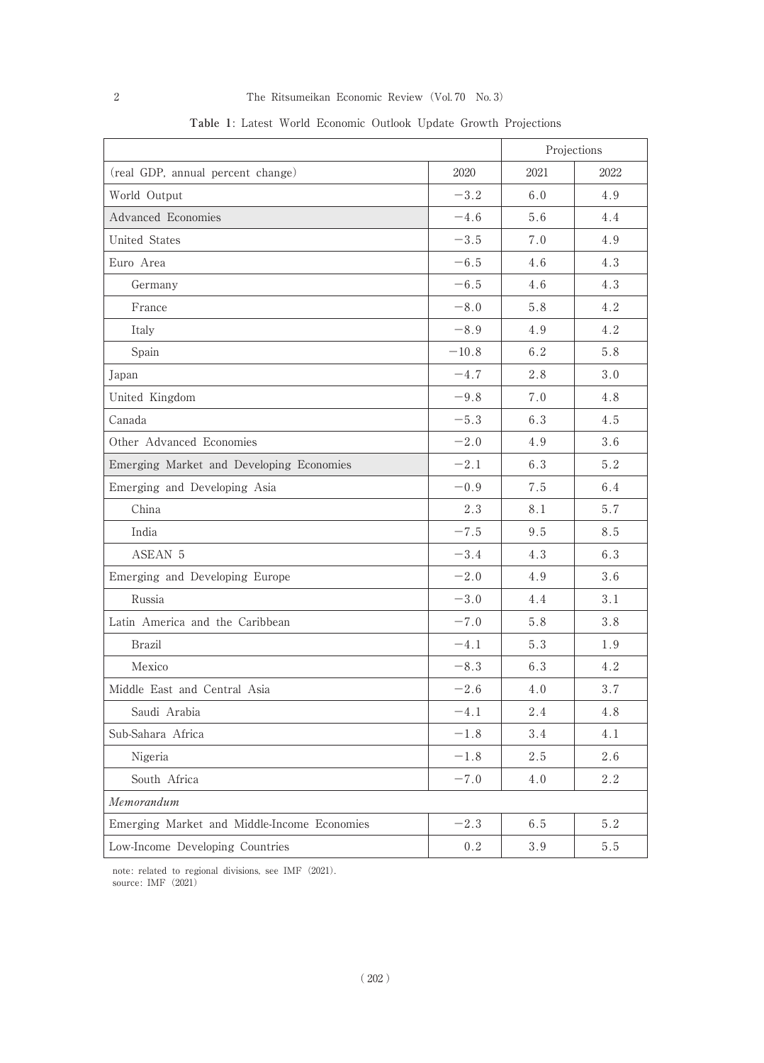**Table 1**: Latest World Economic Outlook Update Growth Projections

| | | Projections | |
|---|---|---|---|
| (real GDP, annual percent change) | 2020 | 2021 | 2022 |
| World Output | −3.2 | 6.0 | 4.9 |
| Advanced Economies | −4.6 | 5.6 | 4.4 |
| United States | −3.5 | 7.0 | 4.9 |
| Euro Area | −6.5 | 4.6 | 4.3 |
| Germany | −6.5 | 4.6 | 4.3 |
| France | −8.0 | 5.8 | 4.2 |
| Italy | −8.9 | 4.9 | 4.2 |
| Spain | −10.8 | 6.2 | 5.8 |
| Japan | −4.7 | 2.8 | 3.0 |
| United Kingdom | −9.8 | 7.0 | 4.8 |
| Canada | −5.3 | 6.3 | 4.5 |
| Other Advanced Economies | −2.0 | 4.9 | 3.6 |
| Emerging Market and Developing Economies | −2.1 | 6.3 | 5.2 |
| Emerging and Developing Asia | −0.9 | 7.5 | 6.4 |
| China | 2.3 | 8.1 | 5.7 |
| India | −7.5 | 9.5 | 8.5 |
| ASEAN 5 | −3.4 | 4.3 | 6.3 |
| Emerging and Developing Europe | −2.0 | 4.9 | 3.6 |
| Russia | −3.0 | 4.4 | 3.1 |
| Latin America and the Caribbean | −7.0 | 5.8 | 3.8 |
| Brazil | −4.1 | 5.3 | 1.9 |
| Mexico | −8.3 | 6.3 | 4.2 |
| Middle East and Central Asia | −2.6 | 4.0 | 3.7 |
| Saudi Arabia | −4.1 | 2.4 | 4.8 |
| Sub-Sahara Africa | −1.8 | 3.4 | 4.1 |
| Nigeria | −1.8 | 2.5 | 2.6 |
| South Africa | −7.0 | 4.0 | 2.2 |
| *Memorandum* | | | |
| Emerging Market and Middle-Income Economies | −2.3 | 6.5 | 5.2 |
| Low-Income Developing Countries | 0.2 | 3.9 | 5.5 |

note: related to regional divisions, see IMF (2021).
source: IMF (2021)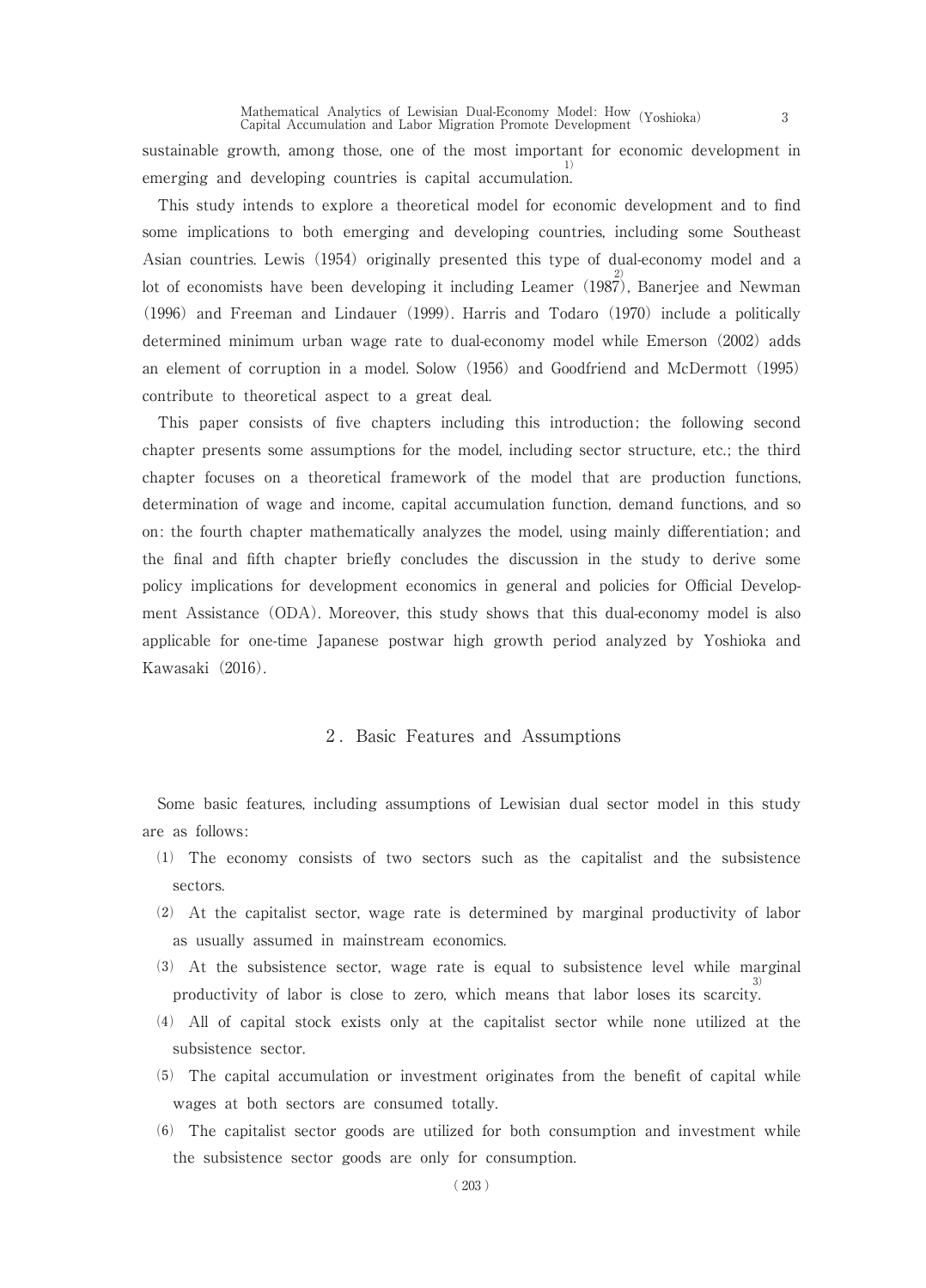sustainable growth, among those, one of the most important for economic development in emerging and developing countries is capital accumulation.[1)]

This study intends to explore a theoretical model for economic development and to find some implications to both emerging and developing countries, including some Southeast Asian countries. Lewis (1954) originally presented this type of dual-economy model and a lot of economists have been developing it including Leamer (1987)[2)], Banerjee and Newman (1996) and Freeman and Lindauer (1999). Harris and Todaro (1970) include a politically determined minimum urban wage rate to dual-economy model while Emerson (2002) adds an element of corruption in a model. Solow (1956) and Goodfriend and McDermott (1995) contribute to theoretical aspect to a great deal.

This paper consists of five chapters including this introduction; the following second chapter presents some assumptions for the model, including sector structure, etc.; the third chapter focuses on a theoretical framework of the model that are production functions, determination of wage and income, capital accumulation function, demand functions, and so on: the fourth chapter mathematically analyzes the model, using mainly differentiation; and the final and fifth chapter briefly concludes the discussion in the study to derive some policy implications for development economics in general and policies for Official Development Assistance (ODA). Moreover, this study shows that this dual-economy model is also applicable for one-time Japanese postwar high growth period analyzed by Yoshioka and Kawasaki (2016).

## 2. Basic Features and Assumptions

Some basic features, including assumptions of Lewisian dual sector model in this study are as follows:

(1) The economy consists of two sectors such as the capitalist and the subsistence sectors.

(2) At the capitalist sector, wage rate is determined by marginal productivity of labor as usually assumed in mainstream economics.

(3) At the subsistence sector, wage rate is equal to subsistence level while marginal productivity of labor is close to zero, which means that labor loses its scarcity.[3)]

(4) All of capital stock exists only at the capitalist sector while none utilized at the subsistence sector.

(5) The capital accumulation or investment originates from the benefit of capital while wages at both sectors are consumed totally.

(6) The capitalist sector goods are utilized for both consumption and investment while the subsistence sector goods are only for consumption.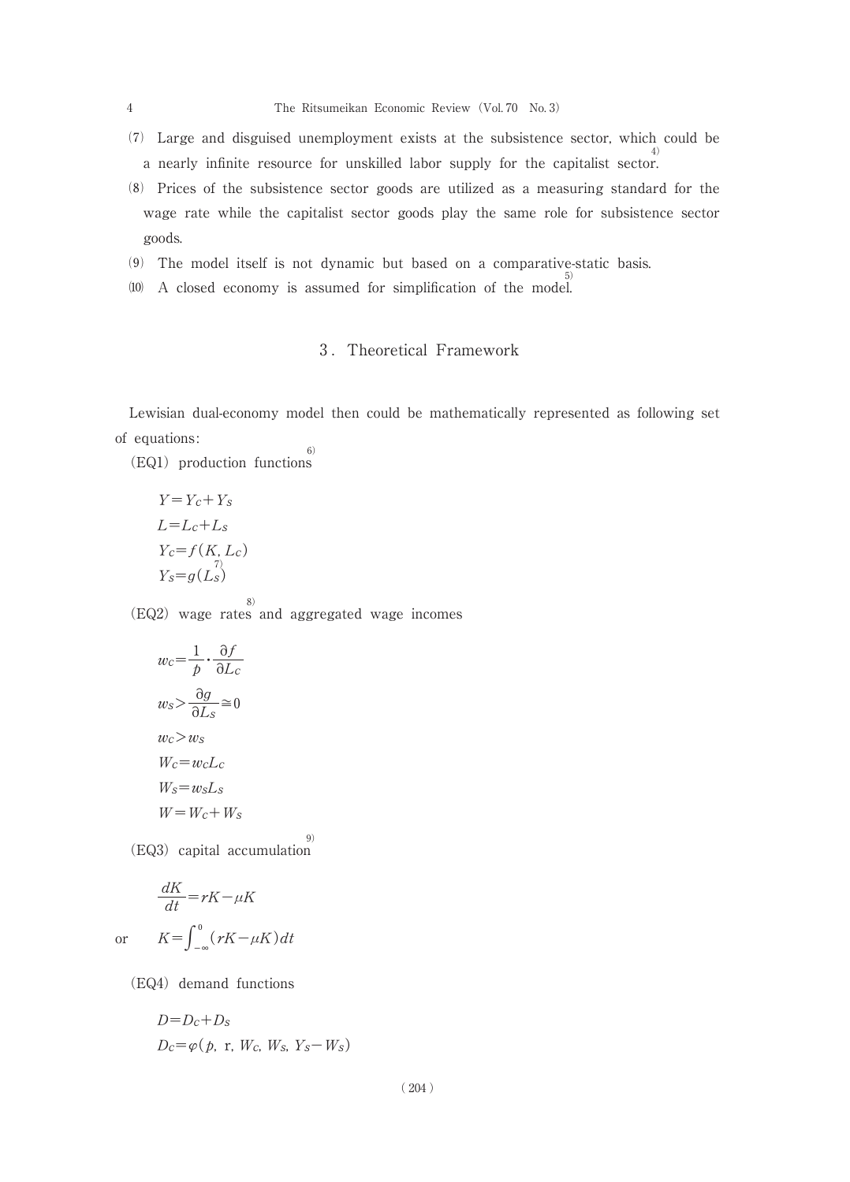(7) Large and disguised unemployment exists at the subsistence sector, which could be a nearly infinite resource for unskilled labor supply for the capitalist sector.[4)]

(8) Prices of the subsistence sector goods are utilized as a measuring standard for the wage rate while the capitalist sector goods play the same role for subsistence sector goods.

(9) The model itself is not dynamic but based on a comparative-static basis.

(10) A closed economy is assumed for simplification of the model.[5)]

## 3. Theoretical Framework

Lewisian dual-economy model then could be mathematically represented as following set of equations:

(EQ1) production functions[6)]

$$Y = Y_C + Y_S$$
$$L = L_C + L_S$$
$$Y_C = f(K, L_C)$$
$$Y_S = g(L_S)$$ [7)]

(EQ2) wage rates[8)] and aggregated wage incomes

$$w_C = \frac{1}{p} \cdot \frac{\partial f}{\partial L_C}$$
$$w_S > \frac{\partial g}{\partial L_S} \cong 0$$
$$w_C > w_S$$
$$W_C = w_C L_C$$
$$W_S = w_S L_S$$
$$W = W_C + W_S$$

(EQ3) capital accumulation[9)]

$$\frac{dK}{dt} = rK - \mu K$$

or $$K = \int_{-\infty}^{0} (rK - \mu K)dt$$

(EQ4) demand functions

$$D = D_C + D_S$$
$$D_C = \varphi(p, \text{r}, W_C, W_S, Y_S - W_S)$$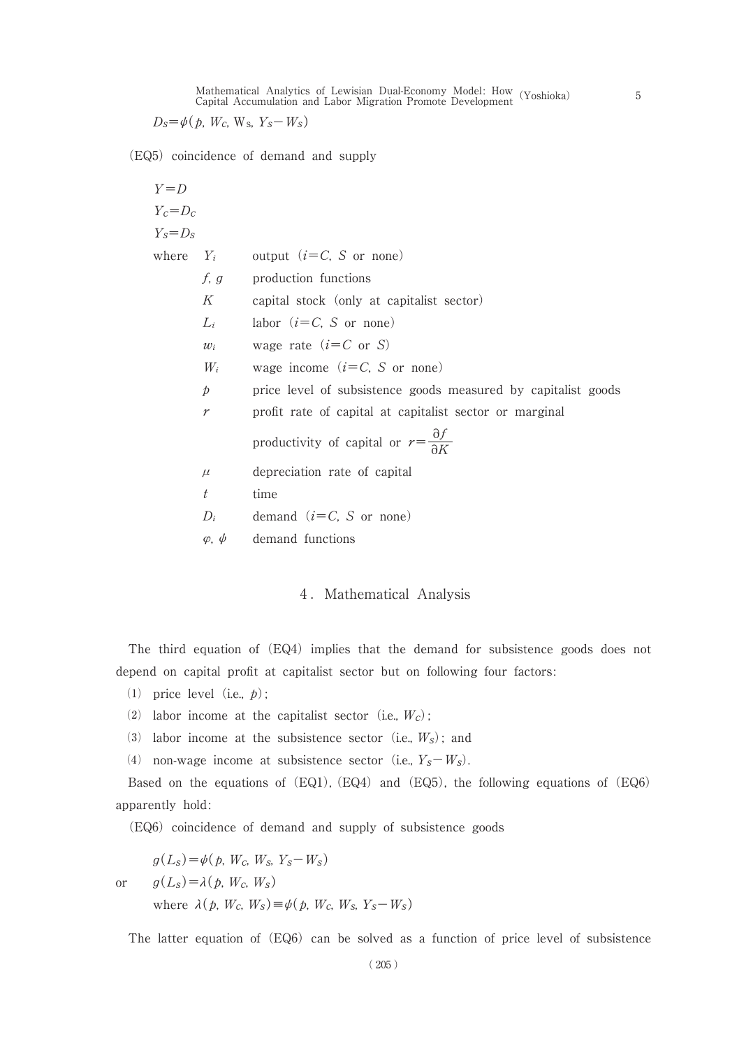$$D_S = \psi(p,\ W_C,\ W_S,\ Y_S - W_S)$$

(EQ5) coincidence of demand and supply

$$Y = D$$

$$Y_C = D_C$$

$$Y_S = D_S$$

where

| | |
|---|---|
| $Y_i$ | output ($i = C$, $S$ or none) |
| $f$, $g$ | production functions |
| $K$ | capital stock (only at capitalist sector) |
| $L_i$ | labor ($i = C$, $S$ or none) |
| $w_i$ | wage rate ($i = C$ or $S$) |
| $W_i$ | wage income ($i = C$, $S$ or none) |
| $p$ | price level of subsistence goods measured by capitalist goods |
| $r$ | profit rate of capital at capitalist sector or marginal productivity of capital or $r = \dfrac{\partial f}{\partial K}$ |
| $\mu$ | depreciation rate of capital |
| $t$ | time |
| $D_i$ | demand ($i = C$, $S$ or none) |
| $\varphi$, $\psi$ | demand functions |

## 4. Mathematical Analysis

The third equation of (EQ4) implies that the demand for subsistence goods does not depend on capital profit at capitalist sector but on following four factors:

(1) price level (i.e., $p$);

(2) labor income at the capitalist sector (i.e., $W_C$);

(3) labor income at the subsistence sector (i.e., $W_S$); and

(4) non-wage income at subsistence sector (i.e., $Y_S - W_S$).

Based on the equations of (EQ1), (EQ4) and (EQ5), the following equations of (EQ6) apparently hold:

(EQ6) coincidence of demand and supply of subsistence goods

$$g(L_S) = \psi(p,\ W_C,\ W_S,\ Y_S - W_S)$$

or $\quad g(L_S) = \lambda(p,\ W_C,\ W_S)$

where $\lambda(p,\ W_C,\ W_S) \equiv \psi(p,\ W_C,\ W_S,\ Y_S - W_S)$

The latter equation of (EQ6) can be solved as a function of price level of subsistence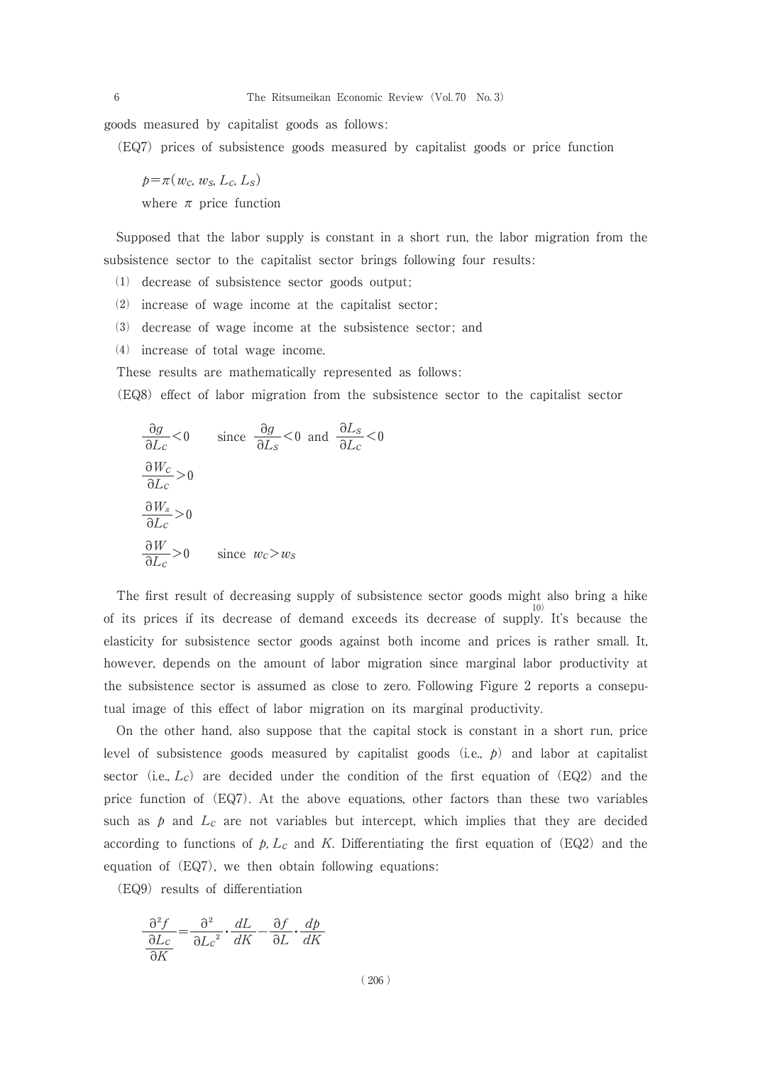goods measured by capitalist goods as follows:

(EQ7) prices of subsistence goods measured by capitalist goods or price function

$$p=\pi(w_C, w_S, L_C, L_S)$$

where $\pi$ price function

Supposed that the labor supply is constant in a short run, the labor migration from the subsistence sector to the capitalist sector brings following four results:

(1) decrease of subsistence sector goods output;

(2) increase of wage income at the capitalist sector;

(3) decrease of wage income at the subsistence sector; and

(4) increase of total wage income.

These results are mathematically represented as follows:

(EQ8) effect of labor migration from the subsistence sector to the capitalist sector

$$\frac{\partial g}{\partial L_C}<0 \qquad \text{since } \frac{\partial g}{\partial L_S}<0 \text{ and } \frac{\partial L_S}{\partial L_C}<0$$

$$\frac{\partial W_C}{\partial L_C}>0$$

$$\frac{\partial W_s}{\partial L_C}>0$$

$$\frac{\partial W}{\partial L_C}>0 \qquad \text{since } w_C>w_S$$

The first result of decreasing supply of subsistence sector goods might also bring a hike of its prices if its decrease of demand exceeds its decrease of supply.[10] It's because the elasticity for subsistence sector goods against both income and prices is rather small. It, however, depends on the amount of labor migration since marginal labor productivity at the subsistence sector is assumed as close to zero. Following Figure 2 reports a conseputual image of this effect of labor migration on its marginal productivity.

On the other hand, also suppose that the capital stock is constant in a short run, price level of subsistence goods measured by capitalist goods (i.e., $p$) and labor at capitalist sector (i.e., $L_C$) are decided under the condition of the first equation of (EQ2) and the price function of (EQ7). At the above equations, other factors than these two variables such as $p$ and $L_C$ are not variables but intercept, which implies that they are decided according to functions of $p$, $L_C$ and $K$. Differentiating the first equation of (EQ2) and the equation of (EQ7), we then obtain following equations:

(EQ9) results of differentiation

$$\frac{\dfrac{\partial^2 f}{\partial L_C}}{\partial K}=\frac{\partial^2}{\partial {L_C}^2}\cdot\frac{dL}{dK}-\frac{\partial f}{\partial L}\cdot\frac{dp}{dK}$$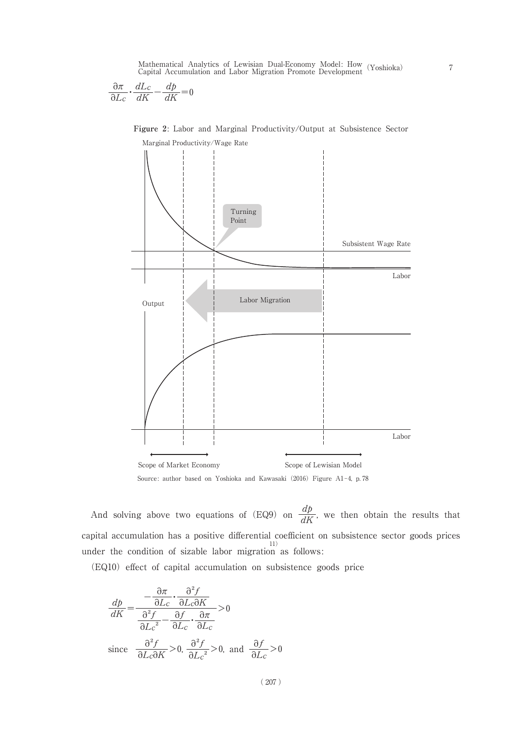$$\frac{\partial \pi}{\partial L_C} \cdot \frac{dL_C}{dK} - \frac{dp}{dK} = 0$$

**Figure 2**: Labor and Marginal Productivity/Output at Subsistence Sector

Source: author based on Yoshioka and Kawasaki (2016) Figure A1-4, p. 78

And solving above two equations of (EQ9) on $\frac{dp}{dK}$, we then obtain the results that capital accumulation has a positive differential coefficient on subsistence sector goods prices under the condition of sizable labor migration[11] as follows:

(EQ10) effect of capital accumulation on subsistence goods price

$$\frac{dp}{dK} = \frac{-\frac{\partial \pi}{\partial L_C} \cdot \frac{\partial^2 f}{\partial L_C \partial K}}{\frac{\partial^2 f}{\partial {L_C}^2} - \frac{\partial f}{\partial L_C} \cdot \frac{\partial \pi}{\partial L_C}} > 0$$

since $\frac{\partial^2 f}{\partial L_C \partial K} > 0$, $\frac{\partial^2 f}{\partial {L_C}^2} > 0$, and $\frac{\partial f}{\partial L_C} > 0$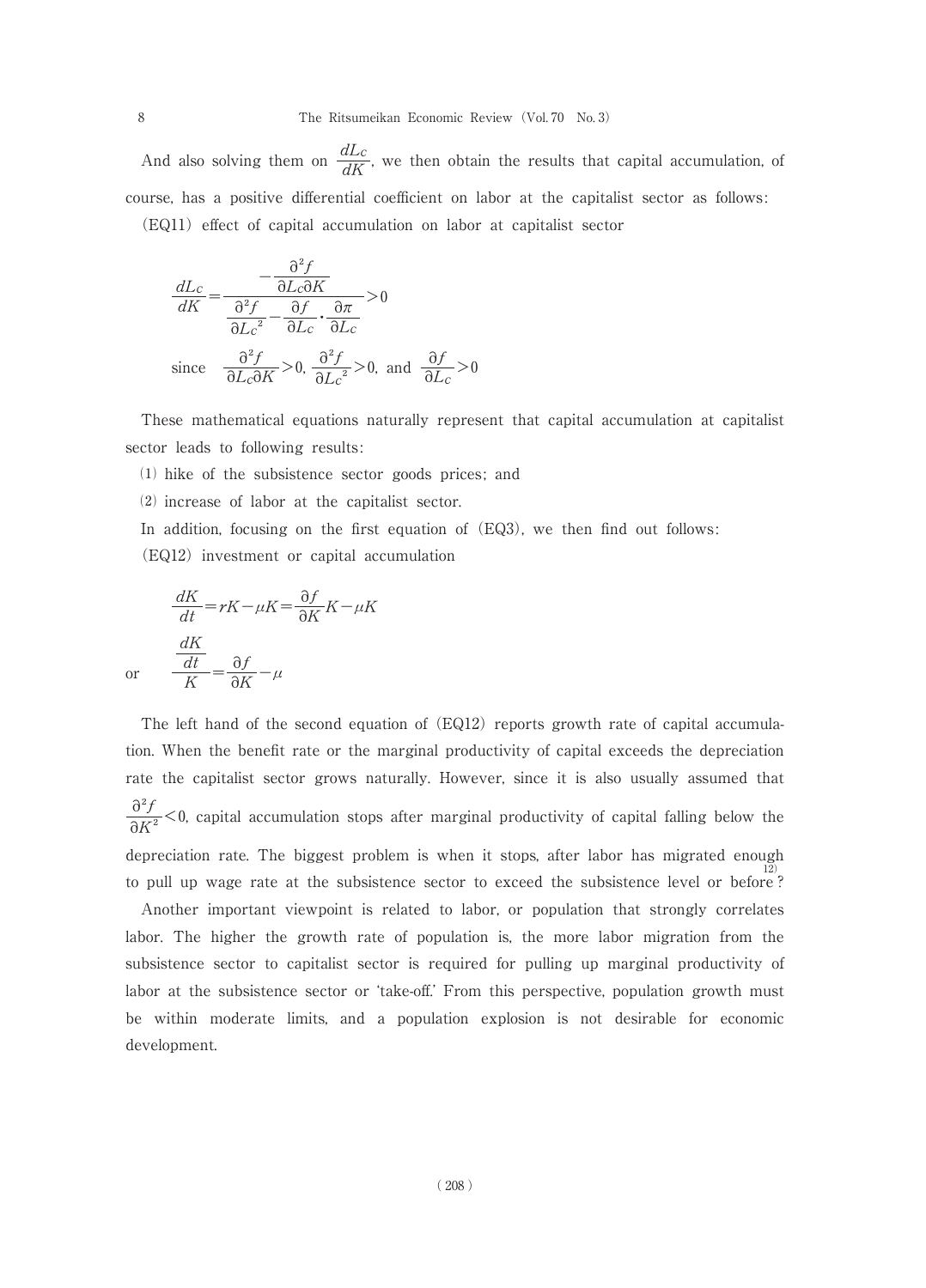And also solving them on $\frac{dL_C}{dK}$, we then obtain the results that capital accumulation, of course, has a positive differential coefficient on labor at the capitalist sector as follows:

(EQ11) effect of capital accumulation on labor at capitalist sector

$$\frac{dL_C}{dK} = \frac{-\frac{\partial^2 f}{\partial L_C \partial K}}{\frac{\partial^2 f}{\partial L_C{}^2} - \frac{\partial f}{\partial L_C} \cdot \frac{\partial \pi}{\partial L_C}} > 0$$

$$\text{since} \quad \frac{\partial^2 f}{\partial L_C \partial K} > 0,\ \frac{\partial^2 f}{\partial L_C{}^2} > 0,\ \text{and}\ \frac{\partial f}{\partial L_C} > 0$$

These mathematical equations naturally represent that capital accumulation at capitalist sector leads to following results:

(1) hike of the subsistence sector goods prices; and

(2) increase of labor at the capitalist sector.

In addition, focusing on the first equation of (EQ3), we then find out follows:

(EQ12) investment or capital accumulation

$$\frac{dK}{dt} = rK - \mu K = \frac{\partial f}{\partial K} K - \mu K$$

$$\text{or} \quad \frac{\frac{dK}{dt}}{K} = \frac{\partial f}{\partial K} - \mu$$

The left hand of the second equation of (EQ12) reports growth rate of capital accumulation. When the benefit rate or the marginal productivity of capital exceeds the depreciation rate the capitalist sector grows naturally. However, since it is also usually assumed that $\frac{\partial^2 f}{\partial K^2} < 0$, capital accumulation stops after marginal productivity of capital falling below the depreciation rate. The biggest problem is when it stops, after labor has migrated enough to pull up wage rate at the subsistence sector to exceed the subsistence level or before?[12)]

Another important viewpoint is related to labor, or population that strongly correlates labor. The higher the growth rate of population is, the more labor migration from the subsistence sector to capitalist sector is required for pulling up marginal productivity of labor at the subsistence sector or 'take-off.' From this perspective, population growth must be within moderate limits, and a population explosion is not desirable for economic development.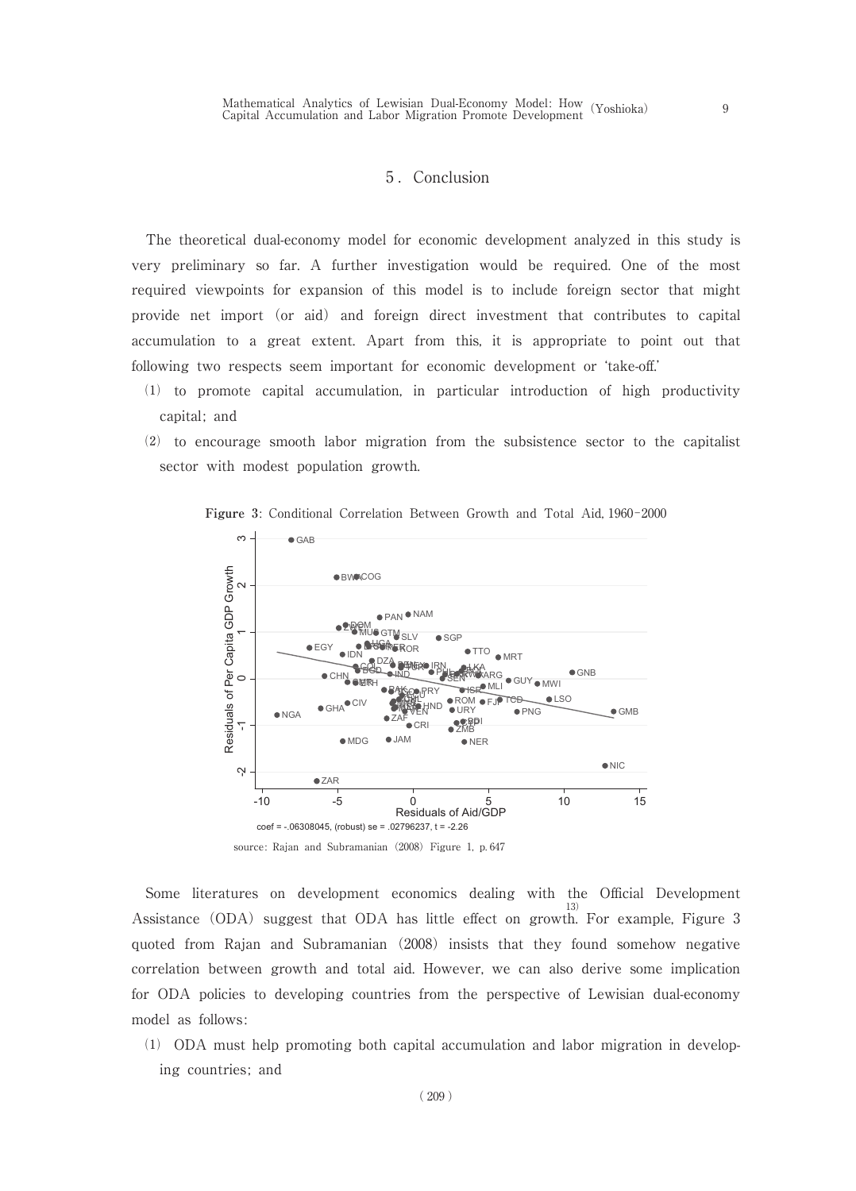## 5. Conclusion

The theoretical dual-economy model for economic development analyzed in this study is very preliminary so far. A further investigation would be required. One of the most required viewpoints for expansion of this model is to include foreign sector that might provide net import (or aid) and foreign direct investment that contributes to capital accumulation to a great extent. Apart from this, it is appropriate to point out that following two respects seem important for economic development or 'take-off.'

(1) to promote capital accumulation, in particular introduction of high productivity capital; and

(2) to encourage smooth labor migration from the subsistence sector to the capitalist sector with modest population growth.

**Figure 3**: Conditional Correlation Between Growth and Total Aid, 1960-2000

source: Rajan and Subramanian (2008) Figure 1, p. 647

Some literatures on development economics dealing with the Official Development Assistance (ODA) suggest that ODA has little effect on growth.[13] For example, Figure 3 quoted from Rajan and Subramanian (2008) insists that they found somehow negative correlation between growth and total aid. However, we can also derive some implication for ODA policies to developing countries from the perspective of Lewisian dual-economy model as follows:

(1) ODA must help promoting both capital accumulation and labor migration in developing countries; and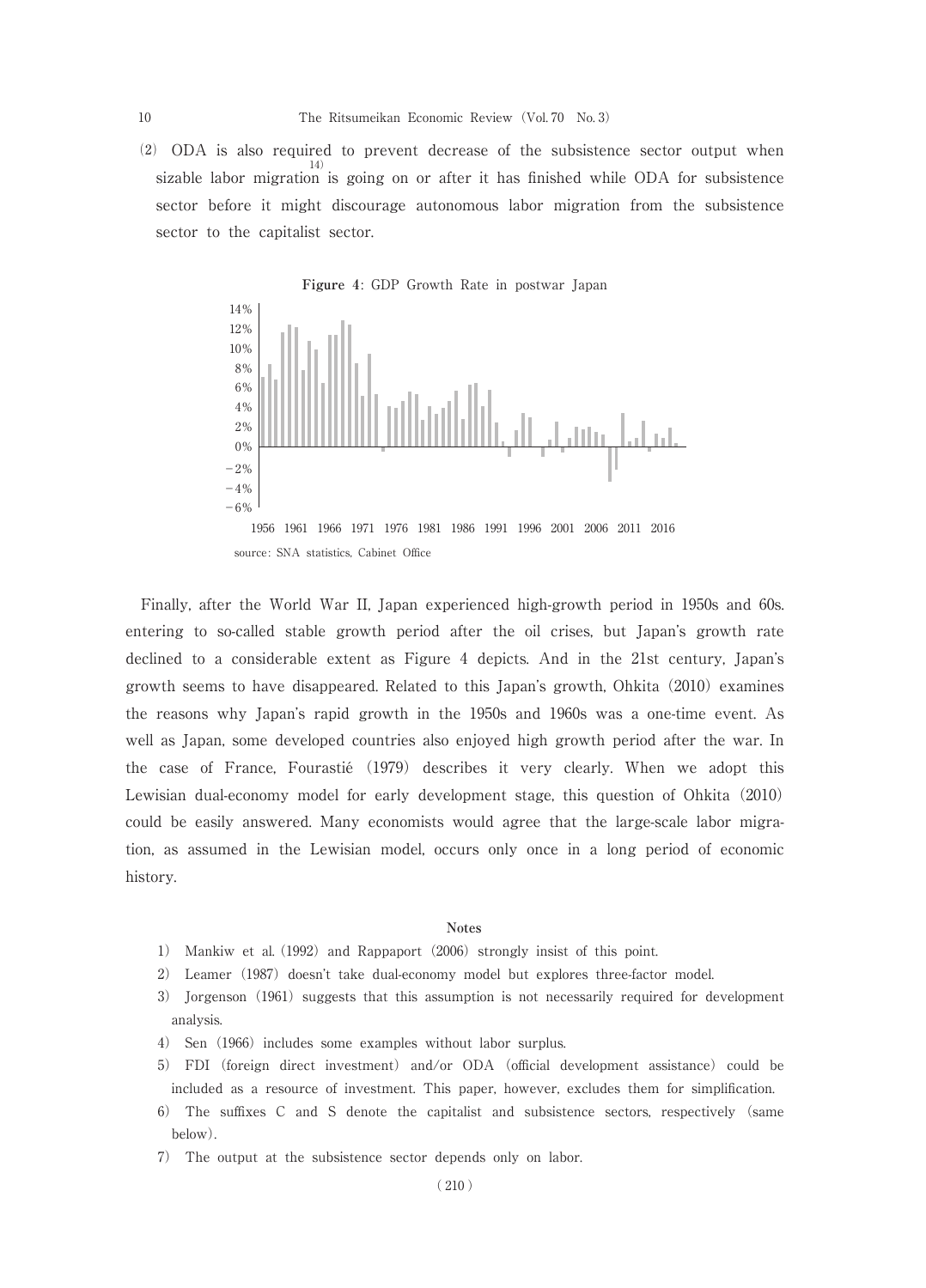(2) ODA is also required to prevent decrease of the subsistence sector output when sizable labor migration[14] is going on or after it has finished while ODA for subsistence sector before it might discourage autonomous labor migration from the subsistence sector to the capitalist sector.

**Figure 4**: GDP Growth Rate in postwar Japan

source: SNA statistics, Cabinet Office

Finally, after the World War II, Japan experienced high-growth period in 1950s and 60s. entering to so-called stable growth period after the oil crises, but Japan's growth rate declined to a considerable extent as Figure 4 depicts. And in the 21st century, Japan's growth seems to have disappeared. Related to this Japan's growth, Ohkita (2010) examines the reasons why Japan's rapid growth in the 1950s and 1960s was a one-time event. As well as Japan, some developed countries also enjoyed high growth period after the war. In the case of France, Fourastié (1979) describes it very clearly. When we adopt this Lewisian dual-economy model for early development stage, this question of Ohkita (2010) could be easily answered. Many economists would agree that the large-scale labor migration, as assumed in the Lewisian model, occurs only once in a long period of economic history.

## Notes

1) Mankiw et al. (1992) and Rappaport (2006) strongly insist of this point.

2) Leamer (1987) doesn't take dual-economy model but explores three-factor model.

3) Jorgenson (1961) suggests that this assumption is not necessarily required for development analysis.

4) Sen (1966) includes some examples without labor surplus.

5) FDI (foreign direct investment) and/or ODA (official development assistance) could be included as a resource of investment. This paper, however, excludes them for simplification.

6) The suffixes C and S denote the capitalist and subsistence sectors, respectively (same below).

7) The output at the subsistence sector depends only on labor.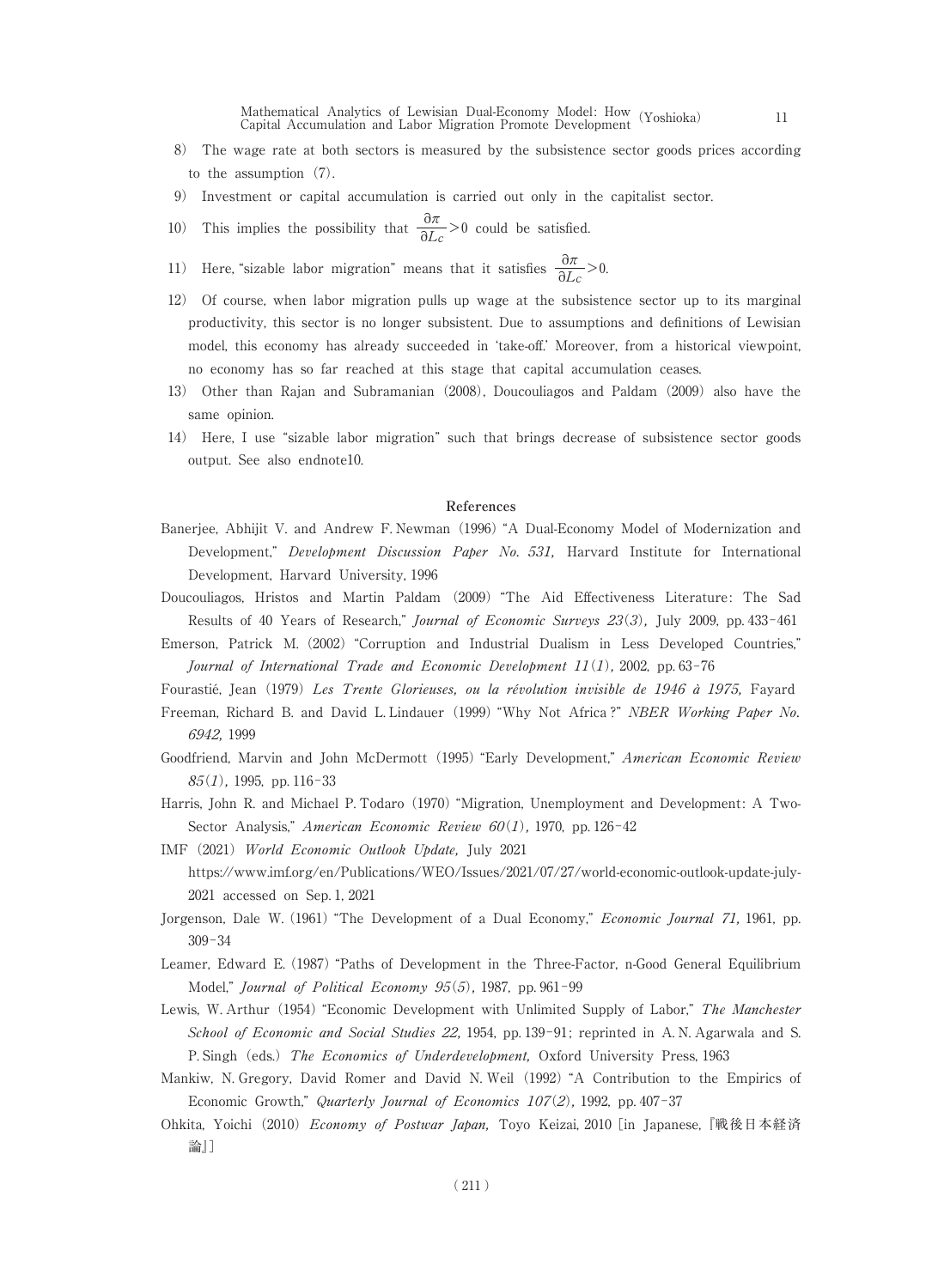8) The wage rate at both sectors is measured by the subsistence sector goods prices according to the assumption (7).

9) Investment or capital accumulation is carried out only in the capitalist sector.

10) This implies the possibility that $\frac{\partial \pi}{\partial L_c} > 0$ could be satisfied.

11) Here, "sizable labor migration" means that it satisfies $\frac{\partial \pi}{\partial L_c} > 0$.

12) Of course, when labor migration pulls up wage at the subsistence sector up to its marginal productivity, this sector is no longer subsistent. Due to assumptions and definitions of Lewisian model, this economy has already succeeded in 'take-off.' Moreover, from a historical viewpoint, no economy has so far reached at this stage that capital accumulation ceases.

13) Other than Rajan and Subramanian (2008), Doucouliagos and Paldam (2009) also have the same opinion.

14) Here, I use "sizable labor migration" such that brings decrease of subsistence sector goods output. See also endnote10.

## References

Banerjee, Abhijit V. and Andrew F. Newman (1996) "A Dual-Economy Model of Modernization and Development," *Development Discussion Paper No. 531,* Harvard Institute for International Development, Harvard University, 1996

Doucouliagos, Hristos and Martin Paldam (2009) "The Aid Effectiveness Literature: The Sad Results of 40 Years of Research," *Journal of Economic Surveys 23(3),* July 2009, pp. 433-461

Emerson, Patrick M. (2002) "Corruption and Industrial Dualism in Less Developed Countries," *Journal of International Trade and Economic Development 11(1),* 2002, pp. 63-76

Fourastié, Jean (1979) *Les Trente Glorieuses, ou la révolution invisible de 1946 à 1975,* Fayard

Freeman, Richard B. and David L. Lindauer (1999) "Why Not Africa?" *NBER Working Paper No. 6942,* 1999

Goodfriend, Marvin and John McDermott (1995) "Early Development," *American Economic Review 85(1),* 1995, pp. 116-33

Harris, John R. and Michael P. Todaro (1970) "Migration, Unemployment and Development: A Two-Sector Analysis," *American Economic Review 60(1),* 1970, pp. 126-42

IMF (2021) *World Economic Outlook Update,* July 2021 https://www.imf.org/en/Publications/WEO/Issues/2021/07/27/world-economic-outlook-update-july-2021 accessed on Sep. 1, 2021

Jorgenson, Dale W. (1961) "The Development of a Dual Economy," *Economic Journal 71,* 1961, pp. 309-34

Leamer, Edward E. (1987) "Paths of Development in the Three-Factor, n-Good General Equilibrium Model," *Journal of Political Economy 95(5),* 1987, pp. 961-99

Lewis, W. Arthur (1954) "Economic Development with Unlimited Supply of Labor," *The Manchester School of Economic and Social Studies 22,* 1954, pp. 139-91; reprinted in A. N. Agarwala and S. P. Singh (eds.) *The Economics of Underdevelopment,* Oxford University Press, 1963

Mankiw, N. Gregory, David Romer and David N. Weil (1992) "A Contribution to the Empirics of Economic Growth," *Quarterly Journal of Economics 107(2),* 1992, pp. 407-37

Ohkita, Yoichi (2010) *Economy of Postwar Japan,* Toyo Keizai, 2010 [in Japanese, 『戦後日本経済論』]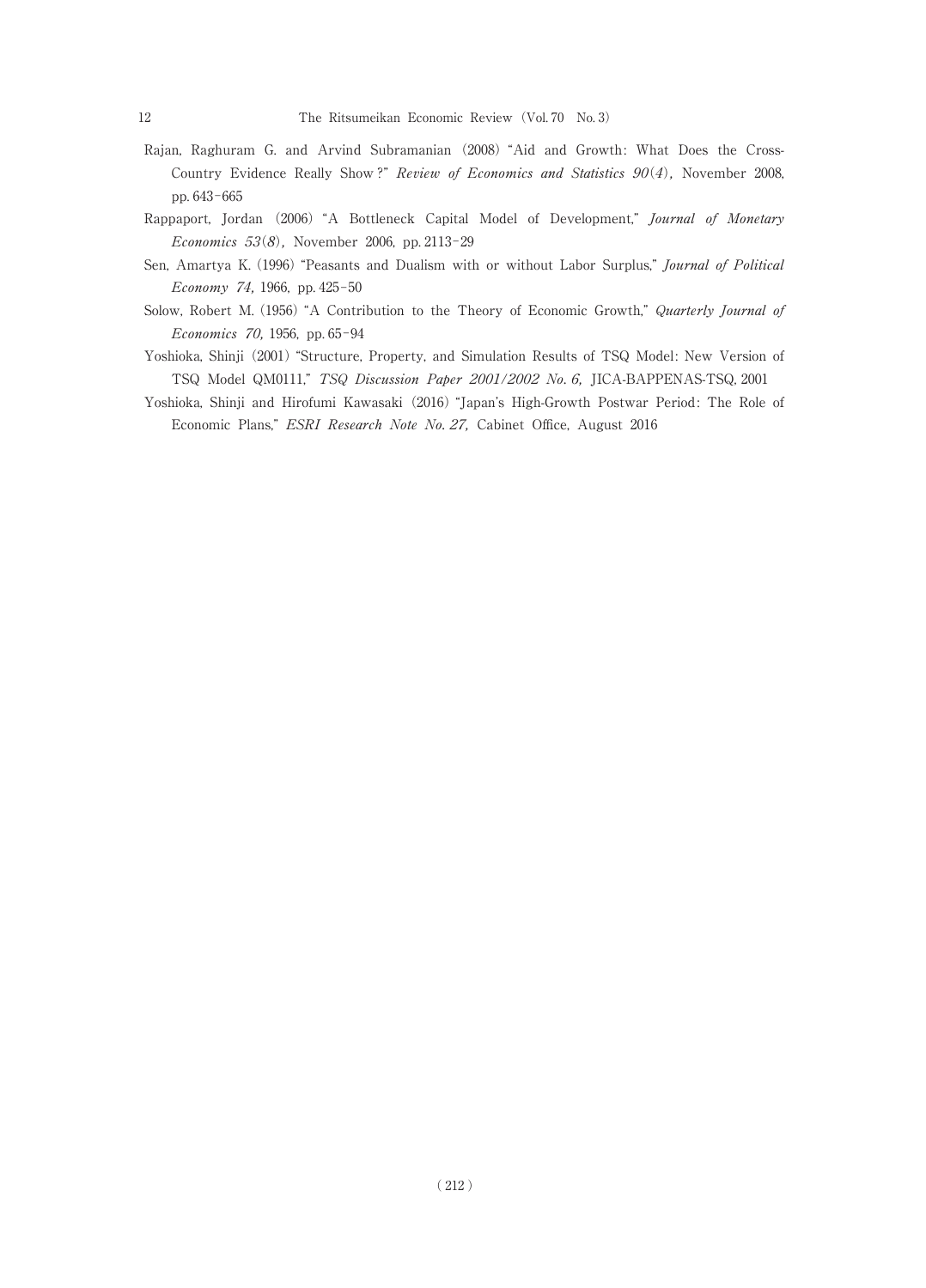Rajan, Raghuram G. and Arvind Subramanian (2008) "Aid and Growth: What Does the Cross-Country Evidence Really Show?" *Review of Economics and Statistics 90(4)*, November 2008, pp. 643-665

Rappaport, Jordan (2006) "A Bottleneck Capital Model of Development," *Journal of Monetary Economics 53(8)*, November 2006, pp. 2113-29

Sen, Amartya K. (1996) "Peasants and Dualism with or without Labor Surplus," *Journal of Political Economy 74,* 1966, pp. 425-50

Solow, Robert M. (1956) "A Contribution to the Theory of Economic Growth," *Quarterly Journal of Economics 70,* 1956, pp. 65-94

Yoshioka, Shinji (2001) "Structure, Property, and Simulation Results of TSQ Model: New Version of TSQ Model QM0111," *TSQ Discussion Paper 2001/2002 No. 6,* JICA-BAPPENAS-TSQ, 2001

Yoshioka, Shinji and Hirofumi Kawasaki (2016) "Japan's High-Growth Postwar Period: The Role of Economic Plans," *ESRI Research Note No. 27,* Cabinet Office, August 2016